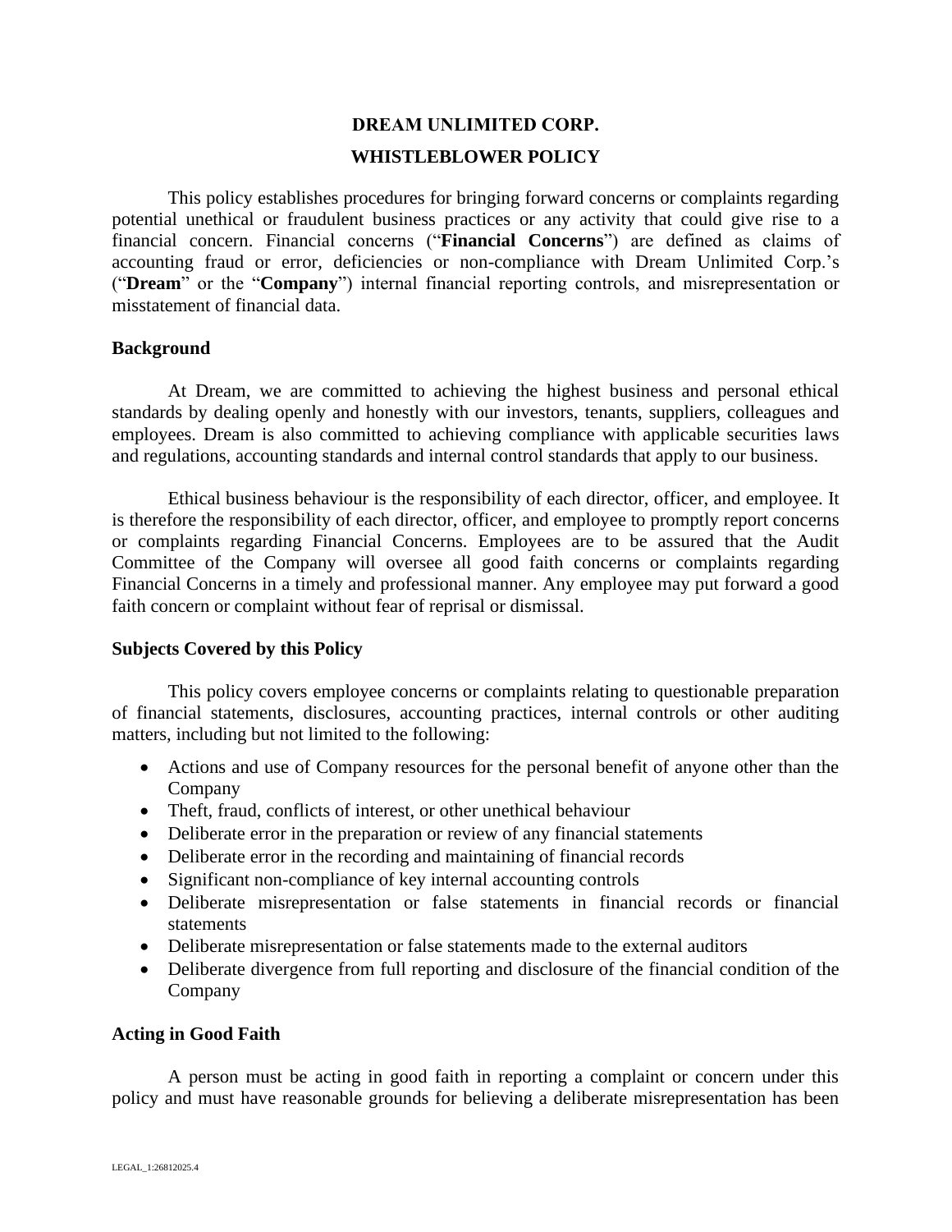# DREAM UNLIMITED CORP.

# WHISTLEBLOWER POLICY

This policy establishes procedures for bringing forward concerns or complaints regarding potential unethical or fraudulent business practices or any activity that could give rise to a financial concern. Financial concerns ("**Financial Concerns**") are defined as claims of accounting fraud or error, deficiencies or non-compliance with Dream Unlimited Corp.'s ("**Dream**" or the "**Company**") internal financial reporting controls, and misrepresentation or misstatement of financial data.

## Background

At Dream, we are committed to achieving the highest business and personal ethical standards by dealing openly and honestly with our investors, tenants, suppliers, colleagues and employees. Dream is also committed to achieving compliance with applicable securities laws and regulations, accounting standards and internal control standards that apply to our business.

Ethical business behaviour is the responsibility of each director, officer, and employee. It is therefore the responsibility of each director, officer, and employee to promptly report concerns or complaints regarding Financial Concerns. Employees are to be assured that the Audit Committee of the Company will oversee all good faith concerns or complaints regarding Financial Concerns in a timely and professional manner. Any employee may put forward a good faith concern or complaint without fear of reprisal or dismissal.

## Subjects Covered by this Policy

This policy covers employee concerns or complaints relating to questionable preparation of financial statements, disclosures, accounting practices, internal controls or other auditing matters, including but not limited to the following:

- Actions and use of Company resources for the personal benefit of anyone other than the Company
- Theft, fraud, conflicts of interest, or other unethical behaviour
- Deliberate error in the preparation or review of any financial statements
- Deliberate error in the recording and maintaining of financial records
- Significant non-compliance of key internal accounting controls
- Deliberate misrepresentation or false statements in financial records or financial statements
- Deliberate misrepresentation or false statements made to the external auditors
- Deliberate divergence from full reporting and disclosure of the financial condition of the Company

## Acting in Good Faith

A person must be acting in good faith in reporting a complaint or concern under this policy and must have reasonable grounds for believing a deliberate misrepresentation has been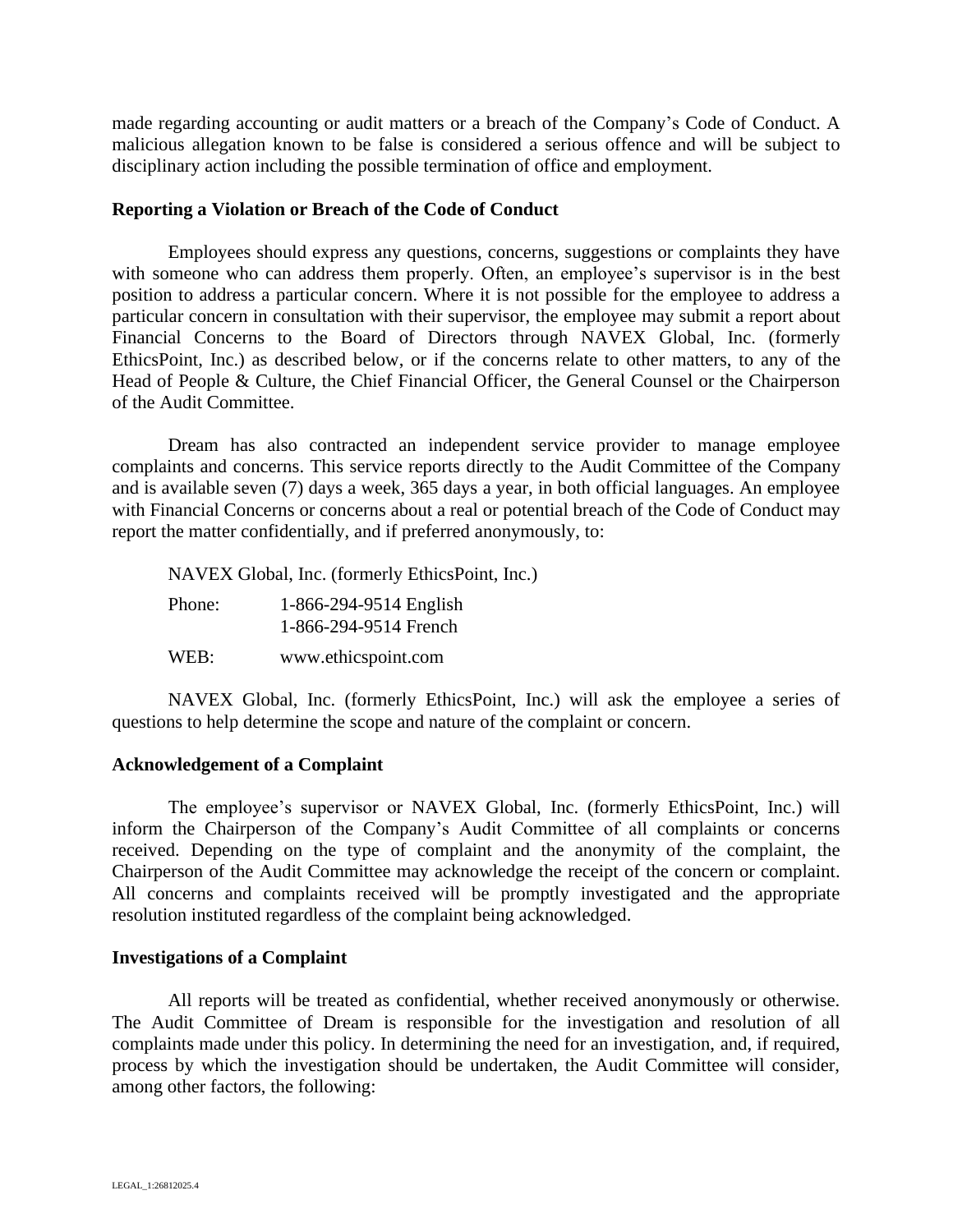made regarding accounting or audit matters or a breach of the Company's Code of Conduct. A malicious allegation known to be false is considered a serious offence and will be subject to disciplinary action including the possible termination of office and employment.

**Reporting a Violation or Breach of the Code of Conduct**

Employees should express any questions, concerns, suggestions or complaints they have with someone who can address them properly. Often, an employee's supervisor is in the best position to address a particular concern. Where it is not possible for the employee to address a particular concern in consultation with their supervisor, the employee may submit a report about Financial Concerns to the Board of Directors through NAVEX Global, Inc. (formerly EthicsPoint, Inc.) as described below, or if the concerns relate to other matters, to any of the Head of People & Culture, the Chief Financial Officer, the General Counsel or the Chairperson of the Audit Committee.

Dream has also contracted an independent service provider to manage employee complaints and concerns. This service reports directly to the Audit Committee of the Company and is available seven (7) days a week, 365 days a year, in both official languages. An employee with Financial Concerns or concerns about a real or potential breach of the Code of Conduct may report the matter confidentially, and if preferred anonymously, to:

NAVEX Global, Inc. (formerly EthicsPoint, Inc.)

Phone: 1-866-294-9514 English
1-866-294-9514 French

WEB: www.ethicspoint.com

NAVEX Global, Inc. (formerly EthicsPoint, Inc.) will ask the employee a series of questions to help determine the scope and nature of the complaint or concern.

**Acknowledgement of a Complaint**

The employee's supervisor or NAVEX Global, Inc. (formerly EthicsPoint, Inc.) will inform the Chairperson of the Company's Audit Committee of all complaints or concerns received. Depending on the type of complaint and the anonymity of the complaint, the Chairperson of the Audit Committee may acknowledge the receipt of the concern or complaint. All concerns and complaints received will be promptly investigated and the appropriate resolution instituted regardless of the complaint being acknowledged.

**Investigations of a Complaint**

All reports will be treated as confidential, whether received anonymously or otherwise. The Audit Committee of Dream is responsible for the investigation and resolution of all complaints made under this policy. In determining the need for an investigation, and, if required, process by which the investigation should be undertaken, the Audit Committee will consider, among other factors, the following: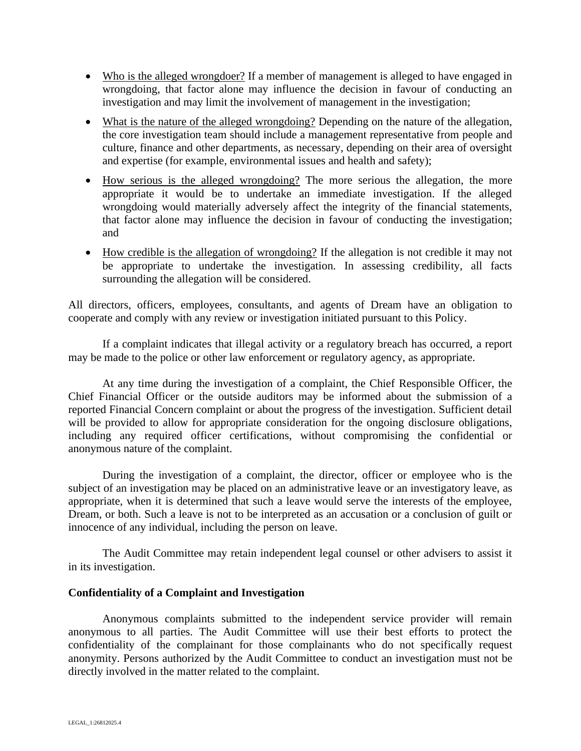- Who is the alleged wrongdoer? If a member of management is alleged to have engaged in wrongdoing, that factor alone may influence the decision in favour of conducting an investigation and may limit the involvement of management in the investigation;

- What is the nature of the alleged wrongdoing? Depending on the nature of the allegation, the core investigation team should include a management representative from people and culture, finance and other departments, as necessary, depending on their area of oversight and expertise (for example, environmental issues and health and safety);

- How serious is the alleged wrongdoing? The more serious the allegation, the more appropriate it would be to undertake an immediate investigation. If the alleged wrongdoing would materially adversely affect the integrity of the financial statements, that factor alone may influence the decision in favour of conducting the investigation; and

- How credible is the allegation of wrongdoing? If the allegation is not credible it may not be appropriate to undertake the investigation. In assessing credibility, all facts surrounding the allegation will be considered.

All directors, officers, employees, consultants, and agents of Dream have an obligation to cooperate and comply with any review or investigation initiated pursuant to this Policy.

If a complaint indicates that illegal activity or a regulatory breach has occurred, a report may be made to the police or other law enforcement or regulatory agency, as appropriate.

At any time during the investigation of a complaint, the Chief Responsible Officer, the Chief Financial Officer or the outside auditors may be informed about the submission of a reported Financial Concern complaint or about the progress of the investigation. Sufficient detail will be provided to allow for appropriate consideration for the ongoing disclosure obligations, including any required officer certifications, without compromising the confidential or anonymous nature of the complaint.

During the investigation of a complaint, the director, officer or employee who is the subject of an investigation may be placed on an administrative leave or an investigatory leave, as appropriate, when it is determined that such a leave would serve the interests of the employee, Dream, or both. Such a leave is not to be interpreted as an accusation or a conclusion of guilt or innocence of any individual, including the person on leave.

The Audit Committee may retain independent legal counsel or other advisers to assist it in its investigation.

**Confidentiality of a Complaint and Investigation**

Anonymous complaints submitted to the independent service provider will remain anonymous to all parties. The Audit Committee will use their best efforts to protect the confidentiality of the complainant for those complainants who do not specifically request anonymity. Persons authorized by the Audit Committee to conduct an investigation must not be directly involved in the matter related to the complaint.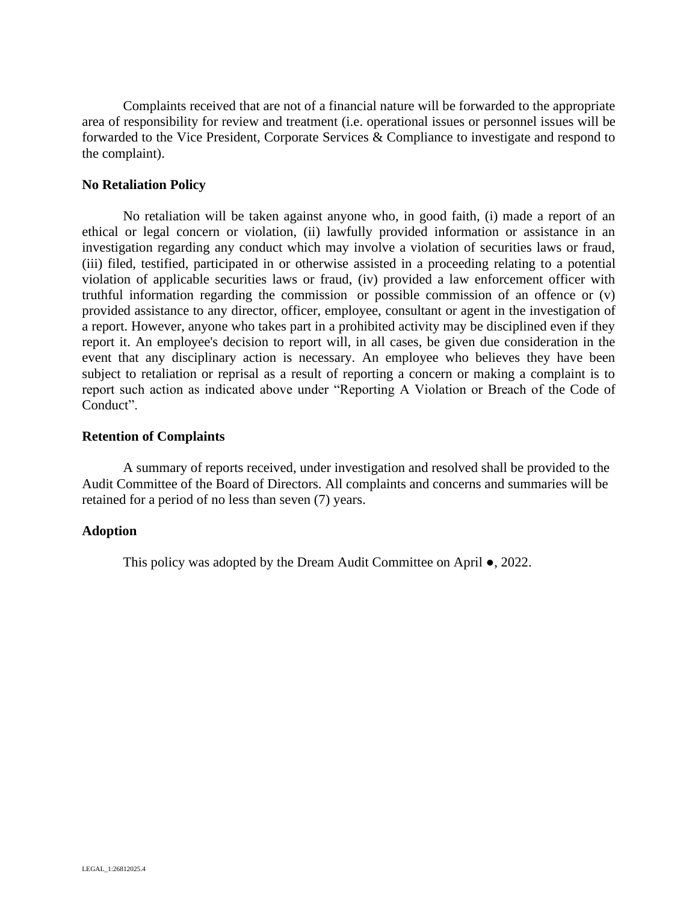Complaints received that are not of a financial nature will be forwarded to the appropriate area of responsibility for review and treatment (i.e. operational issues or personnel issues will be forwarded to the Vice President, Corporate Services & Compliance to investigate and respond to the complaint).

**No Retaliation Policy**

No retaliation will be taken against anyone who, in good faith, (i) made a report of an ethical or legal concern or violation, (ii) lawfully provided information or assistance in an investigation regarding any conduct which may involve a violation of securities laws or fraud, (iii) filed, testified, participated in or otherwise assisted in a proceeding relating to a potential violation of applicable securities laws or fraud, (iv) provided a law enforcement officer with truthful information regarding the commission or possible commission of an offence or (v) provided assistance to any director, officer, employee, consultant or agent in the investigation of a report. However, anyone who takes part in a prohibited activity may be disciplined even if they report it. An employee's decision to report will, in all cases, be given due consideration in the event that any disciplinary action is necessary. An employee who believes they have been subject to retaliation or reprisal as a result of reporting a concern or making a complaint is to report such action as indicated above under "Reporting A Violation or Breach of the Code of Conduct".

**Retention of Complaints**

A summary of reports received, under investigation and resolved shall be provided to the Audit Committee of the Board of Directors. All complaints and concerns and summaries will be retained for a period of no less than seven (7) years.

**Adoption**

This policy was adopted by the Dream Audit Committee on April ●, 2022.